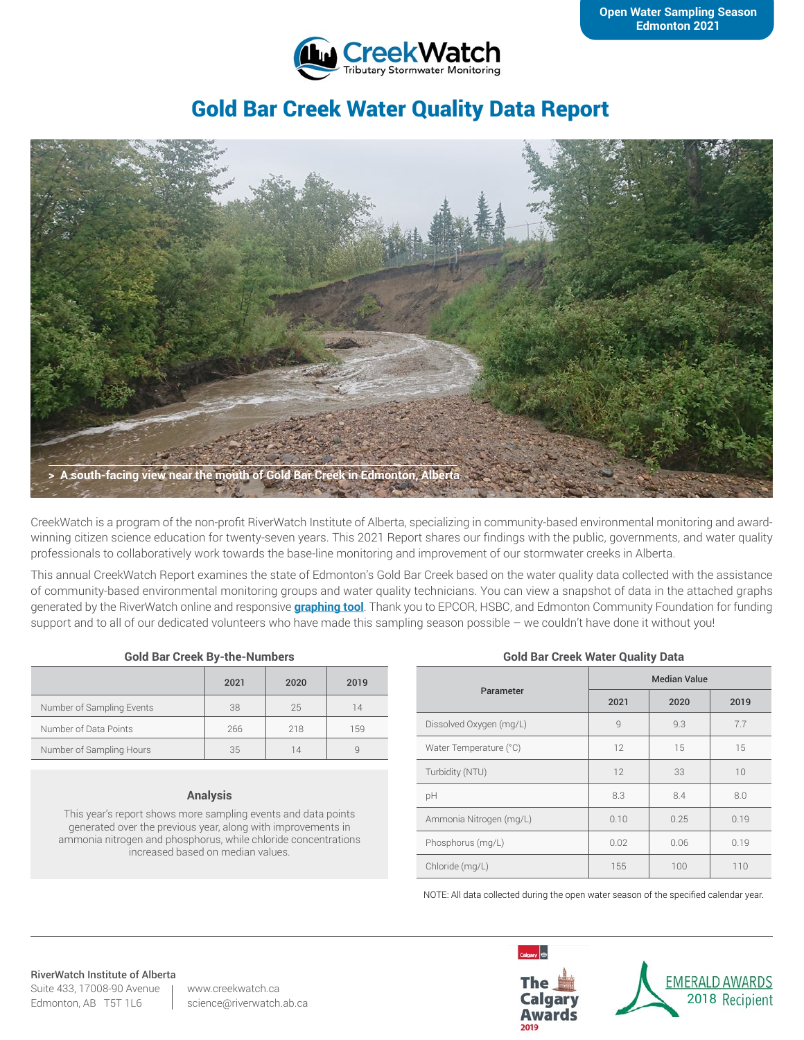Open Water Sampling Season
Edmonton 2021

CreekWatch
Tributary Stormwater Monitoring

# Gold Bar Creek Water Quality Data Report

> A south-facing view near the mouth of Gold Bar Creek in Edmonton, Alberta

CreekWatch is a program of the non-profit RiverWatch Institute of Alberta, specializing in community-based environmental monitoring and award-winning citizen science education for twenty-seven years. This 2021 Report shares our findings with the public, governments, and water quality professionals to collaboratively work towards the base-line monitoring and improvement of our stormwater creeks in Alberta.

This annual CreekWatch Report examines the state of Edmonton's Gold Bar Creek based on the water quality data collected with the assistance of community-based environmental monitoring groups and water quality technicians. You can view a snapshot of data in the attached graphs generated by the RiverWatch online and responsive **graphing tool**. Thank you to EPCOR, HSBC, and Edmonton Community Foundation for funding support and to all of our dedicated volunteers who have made this sampling season possible – we couldn't have done it without you!

### Gold Bar Creek By-the-Numbers

| | 2021 | 2020 | 2019 |
|---|---|---|---|
| Number of Sampling Events | 38 | 25 | 14 |
| Number of Data Points | 266 | 218 | 159 |
| Number of Sampling Hours | 35 | 14 | 9 |

### Analysis

This year's report shows more sampling events and data points generated over the previous year, along with improvements in ammonia nitrogen and phosphorus, while chloride concentrations increased based on median values.

### Gold Bar Creek Water Quality Data

| Parameter | Median Value | | |
|---|---|---|---|
| | 2021 | 2020 | 2019 |
| Dissolved Oxygen (mg/L) | 9 | 9.3 | 7.7 |
| Water Temperature (°C) | 12 | 15 | 15 |
| Turbidity (NTU) | 12 | 33 | 10 |
| pH | 8.3 | 8.4 | 8.0 |
| Ammonia Nitrogen (mg/L) | 0.10 | 0.25 | 0.19 |
| Phosphorus (mg/L) | 0.02 | 0.06 | 0.19 |
| Chloride (mg/L) | 155 | 100 | 110 |

NOTE: All data collected during the open water season of the specified calendar year.

**RiverWatch Institute of Alberta**
Suite 433, 17008-90 Avenue
Edmonton, AB T5T 1L6

www.creekwatch.ca
science@riverwatch.ab.ca

The Calgary Awards 2019

EMERALD AWARDS 2018 Recipient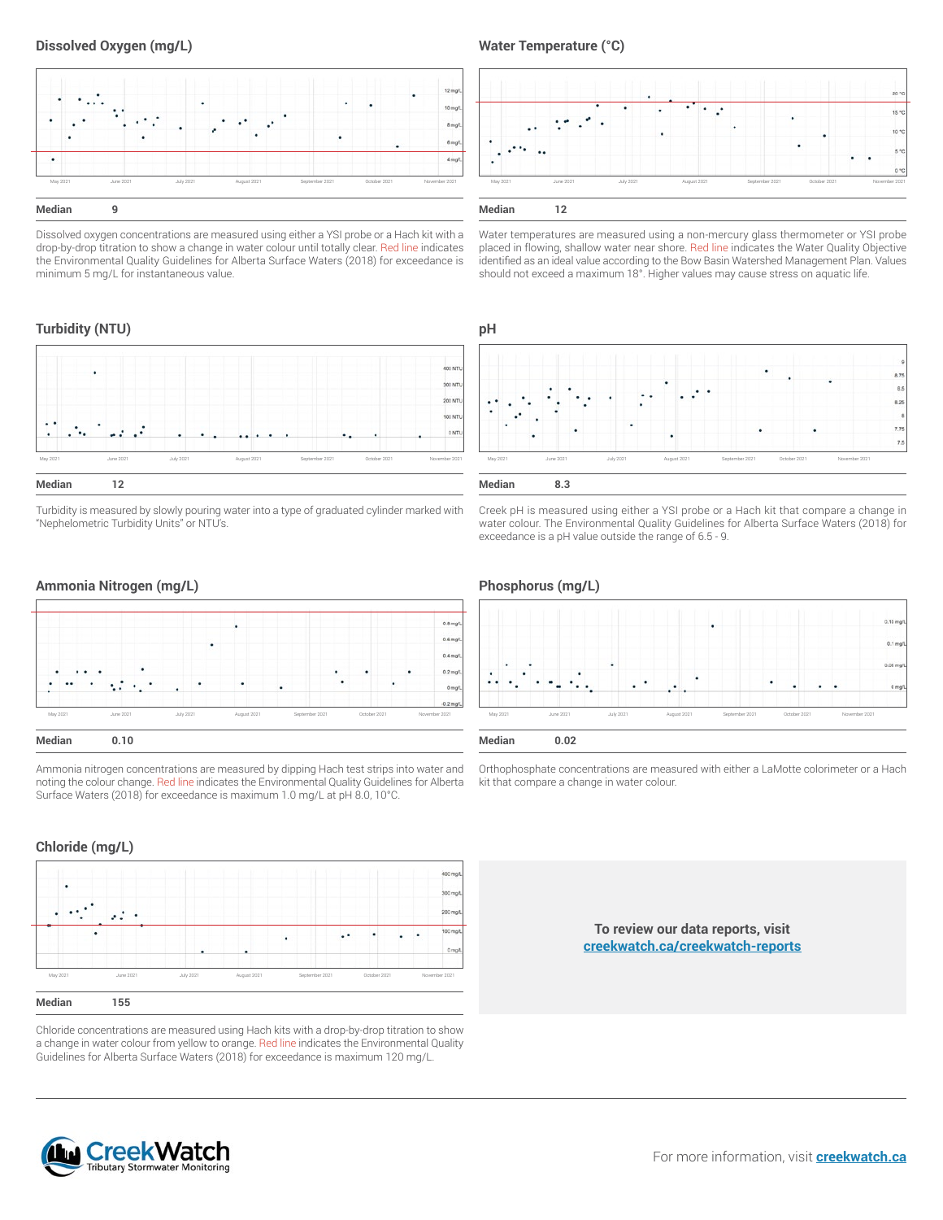## Dissolved Oxygen (mg/L)

12 mg/L
10 mg/L
8 mg/L
6 mg/L
4 mg/L

May 2021 June 2021 July 2021 August 2021 September 2021 October 2021 November 2021

**Median** 9

Dissolved oxygen concentrations are measured using either a YSI probe or a Hach kit with a drop-by-drop titration to show a change in water colour until totally clear. Red line indicates the Environmental Quality Guidelines for Alberta Surface Waters (2018) for exceedance is minimum 5 mg/L for instantaneous value.

## Water Temperature (°C)

20 °C
15 °C
10 °C
5 °C
0 °C

May 2021 June 2021 July 2021 August 2021 September 2021 October 2021 November 2021

**Median** 12

Water temperatures are measured using a non-mercury glass thermometer or YSI probe placed in flowing, shallow water near shore. Red line indicates the Water Quality Objective identified as an ideal value according to the Bow Basin Watershed Management Plan. Values should not exceed a maximum 18°. Higher values may cause stress on aquatic life.

## Turbidity (NTU)

400 NTU
300 NTU
200 NTU
100 NTU
0 NTU

May 2021 June 2021 July 2021 August 2021 September 2021 October 2021 November 2021

**Median** 12

Turbidity is measured by slowly pouring water into a type of graduated cylinder marked with "Nephelometric Turbidity Units" or NTU's.

## pH

9
8.75
8.5
8.25
8
7.75
7.5

May 2021 June 2021 July 2021 August 2021 September 2021 October 2021 November 2021

**Median** 8.3

Creek pH is measured using either a YSI probe or a Hach kit that compare a change in water colour. The Environmental Quality Guidelines for Alberta Surface Waters (2018) for exceedance is a pH value outside the range of 6.5 - 9.

## Ammonia Nitrogen (mg/L)

0.8 mg/L
0.6 mg/L
0.4 mg/L
0.2 mg/L
0 mg/L
-0.2 mg/L

May 2021 June 2021 July 2021 August 2021 September 2021 October 2021 November 2021

**Median** 0.10

Ammonia nitrogen concentrations are measured by dipping Hach test strips into water and noting the colour change. Red line indicates the Environmental Quality Guidelines for Alberta Surface Waters (2018) for exceedance is maximum 1.0 mg/L at pH 8.0, 10°C.

## Phosphorus (mg/L)

0.15 mg/L
0.1 mg/L
0.05 mg/L
0 mg/L

May 2021 June 2021 July 2021 August 2021 September 2021 October 2021 November 2021

**Median** 0.02

Orthophosphate concentrations are measured with either a LaMotte colorimeter or a Hach kit that compare a change in water colour.

## Chloride (mg/L)

400 mg/L
300 mg/L
200 mg/L
100 mg/L
0 mg/L

May 2021 June 2021 July 2021 August 2021 September 2021 October 2021 November 2021

**Median** 155

Chloride concentrations are measured using Hach kits with a drop-by-drop titration to show a change in water colour from yellow to orange. Red line indicates the Environmental Quality Guidelines for Alberta Surface Waters (2018) for exceedance is maximum 120 mg/L.

**To review our data reports, visit [creekwatch.ca/creekwatch-reports](creekwatch.ca/creekwatch-reports)**

CreekWatch
Tributary Stormwater Monitoring

For more information, visit **[creekwatch.ca](creekwatch.ca)**